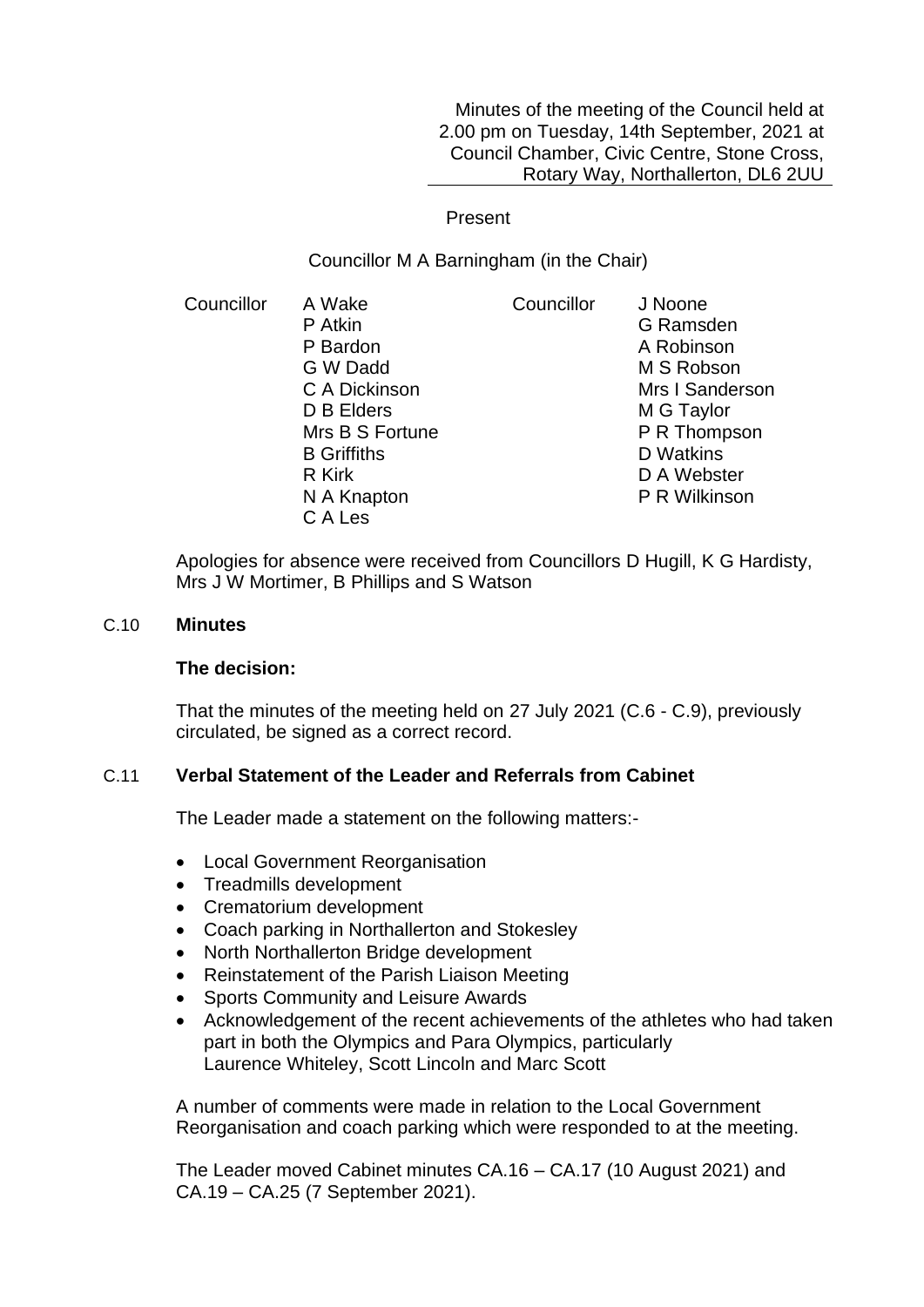Minutes of the meeting of the Council held at 2.00 pm on Tuesday, 14th September, 2021 at Council Chamber, Civic Centre, Stone Cross, Rotary Way, Northallerton, DL6 2UU

Present

Councillor M A Barningham (in the Chair)

| Councillor | | Councillor | |
|---|---|---|---|
| | A Wake | | J Noone |
| | P Atkin | | G Ramsden |
| | P Bardon | | A Robinson |
| | G W Dadd | | M S Robson |
| | C A Dickinson | | Mrs I Sanderson |
| | D B Elders | | M G Taylor |
| | Mrs B S Fortune | | P R Thompson |
| | B Griffiths | | D Watkins |
| | R Kirk | | D A Webster |
| | N A Knapton | | P R Wilkinson |
| | C A Les | | |

Apologies for absence were received from Councillors D Hugill, K G Hardisty, Mrs J W Mortimer, B Phillips and S Watson

## C.10 Minutes

**The decision:**

That the minutes of the meeting held on 27 July 2021 (C.6 - C.9), previously circulated, be signed as a correct record.

## C.11 Verbal Statement of the Leader and Referrals from Cabinet

The Leader made a statement on the following matters:-

- Local Government Reorganisation
- Treadmills development
- Crematorium development
- Coach parking in Northallerton and Stokesley
- North Northallerton Bridge development
- Reinstatement of the Parish Liaison Meeting
- Sports Community and Leisure Awards
- Acknowledgement of the recent achievements of the athletes who had taken part in both the Olympics and Para Olympics, particularly Laurence Whiteley, Scott Lincoln and Marc Scott

A number of comments were made in relation to the Local Government Reorganisation and coach parking which were responded to at the meeting.

The Leader moved Cabinet minutes CA.16 – CA.17 (10 August 2021) and CA.19 – CA.25 (7 September 2021).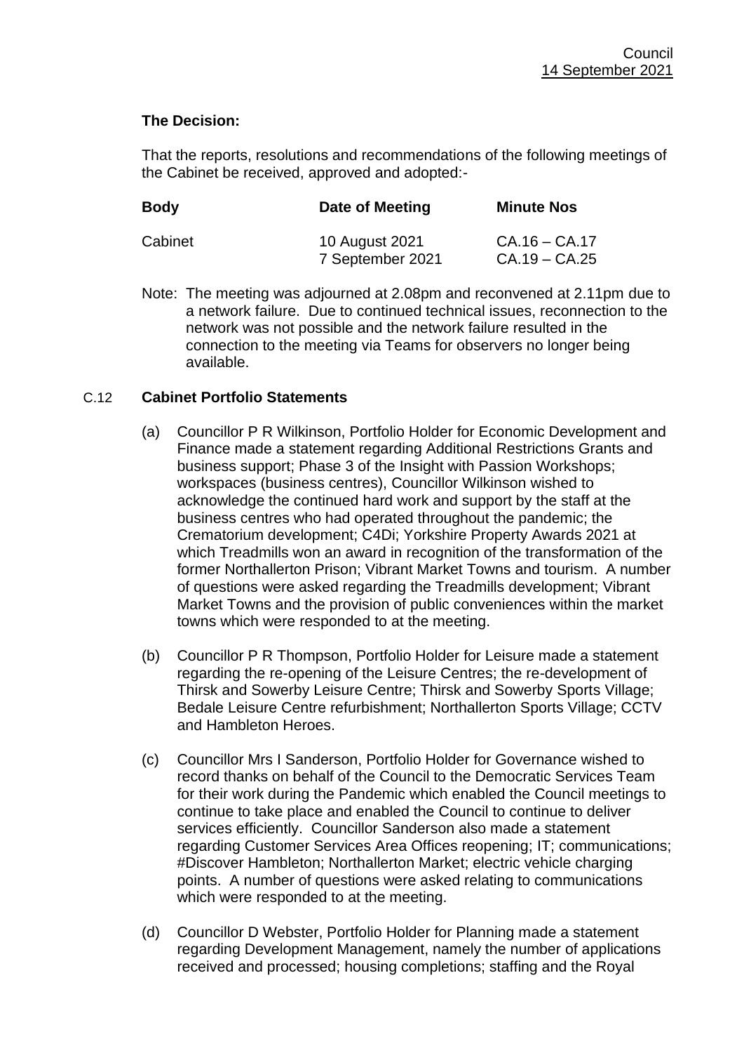**The Decision:**

That the reports, resolutions and recommendations of the following meetings of the Cabinet be received, approved and adopted:-

| Body | Date of Meeting | Minute Nos |
|---|---|---|
| Cabinet | 10 August 2021 | CA.16 – CA.17 |
| | 7 September 2021 | CA.19 – CA.25 |

Note: The meeting was adjourned at 2.08pm and reconvened at 2.11pm due to a network failure. Due to continued technical issues, reconnection to the network was not possible and the network failure resulted in the connection to the meeting via Teams for observers no longer being available.

C.12 **Cabinet Portfolio Statements**

(a) Councillor P R Wilkinson, Portfolio Holder for Economic Development and Finance made a statement regarding Additional Restrictions Grants and business support; Phase 3 of the Insight with Passion Workshops; workspaces (business centres), Councillor Wilkinson wished to acknowledge the continued hard work and support by the staff at the business centres who had operated throughout the pandemic; the Crematorium development; C4Di; Yorkshire Property Awards 2021 at which Treadmills won an award in recognition of the transformation of the former Northallerton Prison; Vibrant Market Towns and tourism. A number of questions were asked regarding the Treadmills development; Vibrant Market Towns and the provision of public conveniences within the market towns which were responded to at the meeting.

(b) Councillor P R Thompson, Portfolio Holder for Leisure made a statement regarding the re-opening of the Leisure Centres; the re-development of Thirsk and Sowerby Leisure Centre; Thirsk and Sowerby Sports Village; Bedale Leisure Centre refurbishment; Northallerton Sports Village; CCTV and Hambleton Heroes.

(c) Councillor Mrs I Sanderson, Portfolio Holder for Governance wished to record thanks on behalf of the Council to the Democratic Services Team for their work during the Pandemic which enabled the Council meetings to continue to take place and enabled the Council to continue to deliver services efficiently. Councillor Sanderson also made a statement regarding Customer Services Area Offices reopening; IT; communications; #Discover Hambleton; Northallerton Market; electric vehicle charging points. A number of questions were asked relating to communications which were responded to at the meeting.

(d) Councillor D Webster, Portfolio Holder for Planning made a statement regarding Development Management, namely the number of applications received and processed; housing completions; staffing and the Royal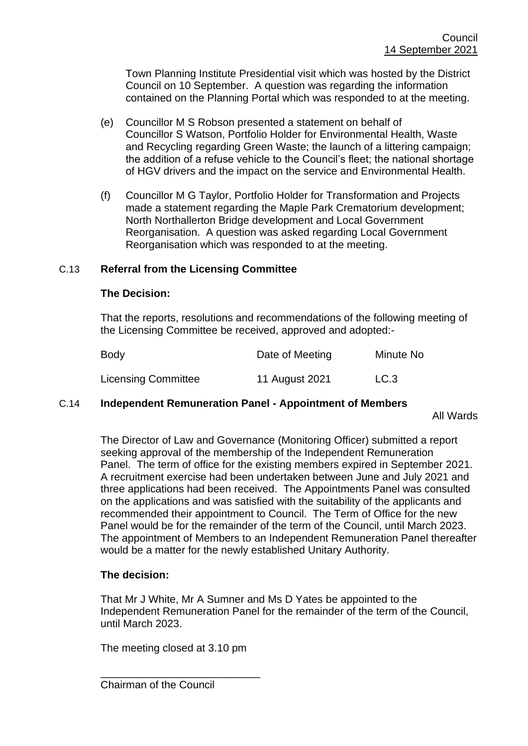Town Planning Institute Presidential visit which was hosted by the District Council on 10 September. A question was regarding the information contained on the Planning Portal which was responded to at the meeting.

(e) Councillor M S Robson presented a statement on behalf of Councillor S Watson, Portfolio Holder for Environmental Health, Waste and Recycling regarding Green Waste; the launch of a littering campaign; the addition of a refuse vehicle to the Council's fleet; the national shortage of HGV drivers and the impact on the service and Environmental Health.

(f) Councillor M G Taylor, Portfolio Holder for Transformation and Projects made a statement regarding the Maple Park Crematorium development; North Northallerton Bridge development and Local Government Reorganisation. A question was asked regarding Local Government Reorganisation which was responded to at the meeting.

## C.13 Referral from the Licensing Committee

**The Decision:**

That the reports, resolutions and recommendations of the following meeting of the Licensing Committee be received, approved and adopted:-

| Body | Date of Meeting | Minute No |
|---|---|---|
| Licensing Committee | 11 August 2021 | LC.3 |

## C.14 Independent Remuneration Panel - Appointment of Members

All Wards

The Director of Law and Governance (Monitoring Officer) submitted a report seeking approval of the membership of the Independent Remuneration Panel. The term of office for the existing members expired in September 2021. A recruitment exercise had been undertaken between June and July 2021 and three applications had been received. The Appointments Panel was consulted on the applications and was satisfied with the suitability of the applicants and recommended their appointment to Council. The Term of Office for the new Panel would be for the remainder of the term of the Council, until March 2023. The appointment of Members to an Independent Remuneration Panel thereafter would be a matter for the newly established Unitary Authority.

**The decision:**

That Mr J White, Mr A Sumner and Ms D Yates be appointed to the Independent Remuneration Panel for the remainder of the term of the Council, until March 2023.

The meeting closed at 3.10 pm

\_\_\_\_\_\_\_\_\_\_\_\_\_\_\_\_\_\_\_\_\_\_\_\_\_\_\_\_

Chairman of the Council